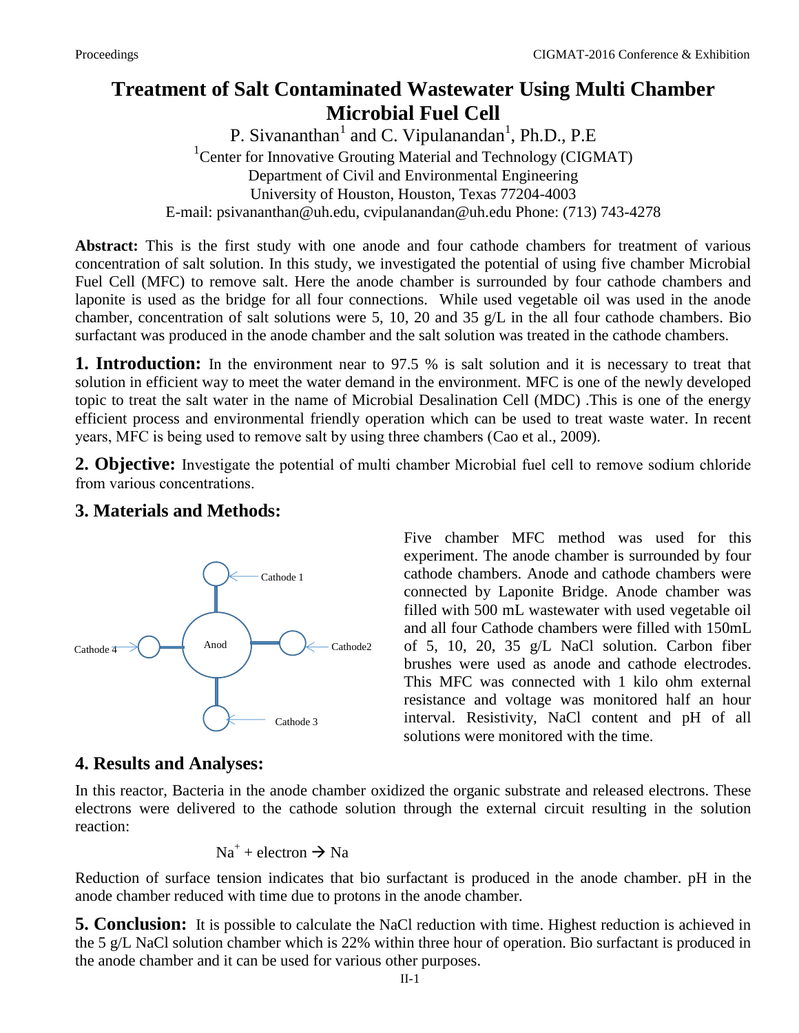# Treatment of Salt Contaminated Wastewater Using Multi Chamber Microbial Fuel Cell

P. Sivananthan[1] and C. Vipulanandan[1], Ph.D., P.E

[1]Center for Innovative Grouting Material and Technology (CIGMAT)
Department of Civil and Environmental Engineering
University of Houston, Houston, Texas 77204-4003
E-mail: psivananthan@uh.edu, cvipulanandan@uh.edu Phone: (713) 743-4278

**Abstract:** This is the first study with one anode and four cathode chambers for treatment of various concentration of salt solution. In this study, we investigated the potential of using five chamber Microbial Fuel Cell (MFC) to remove salt. Here the anode chamber is surrounded by four cathode chambers and laponite is used as the bridge for all four connections. While used vegetable oil was used in the anode chamber, concentration of salt solutions were 5, 10, 20 and 35 g/L in the all four cathode chambers. Bio surfactant was produced in the anode chamber and the salt solution was treated in the cathode chambers.

## 1. Introduction:

In the environment near to 97.5 % is salt solution and it is necessary to treat that solution in efficient way to meet the water demand in the environment. MFC is one of the newly developed topic to treat the salt water in the name of Microbial Desalination Cell (MDC) .This is one of the energy efficient process and environmental friendly operation which can be used to treat waste water. In recent years, MFC is being used to remove salt by using three chambers (Cao et al., 2009).

## 2. Objective:

Investigate the potential of multi chamber Microbial fuel cell to remove sodium chloride from various concentrations.

## 3. Materials and Methods:

Cathode 1

Cathode 4 | Anod | Cathode2

Cathode 3

Five chamber MFC method was used for this experiment. The anode chamber is surrounded by four cathode chambers. Anode and cathode chambers were connected by Laponite Bridge. Anode chamber was filled with 500 mL wastewater with used vegetable oil and all four Cathode chambers were filled with 150mL of 5, 10, 20, 35 g/L NaCl solution. Carbon fiber brushes were used as anode and cathode electrodes. This MFC was connected with 1 kilo ohm external resistance and voltage was monitored half an hour interval. Resistivity, NaCl content and pH of all solutions were monitored with the time.

## 4. Results and Analyses:

In this reactor, Bacteria in the anode chamber oxidized the organic substrate and released electrons. These electrons were delivered to the cathode solution through the external circuit resulting in the solution reaction:

$$Na^{+} + \text{electron} \rightarrow Na$$

Reduction of surface tension indicates that bio surfactant is produced in the anode chamber. pH in the anode chamber reduced with time due to protons in the anode chamber.

## 5. Conclusion:

It is possible to calculate the NaCl reduction with time. Highest reduction is achieved in the 5 g/L NaCl solution chamber which is 22% within three hour of operation. Bio surfactant is produced in the anode chamber and it can be used for various other purposes.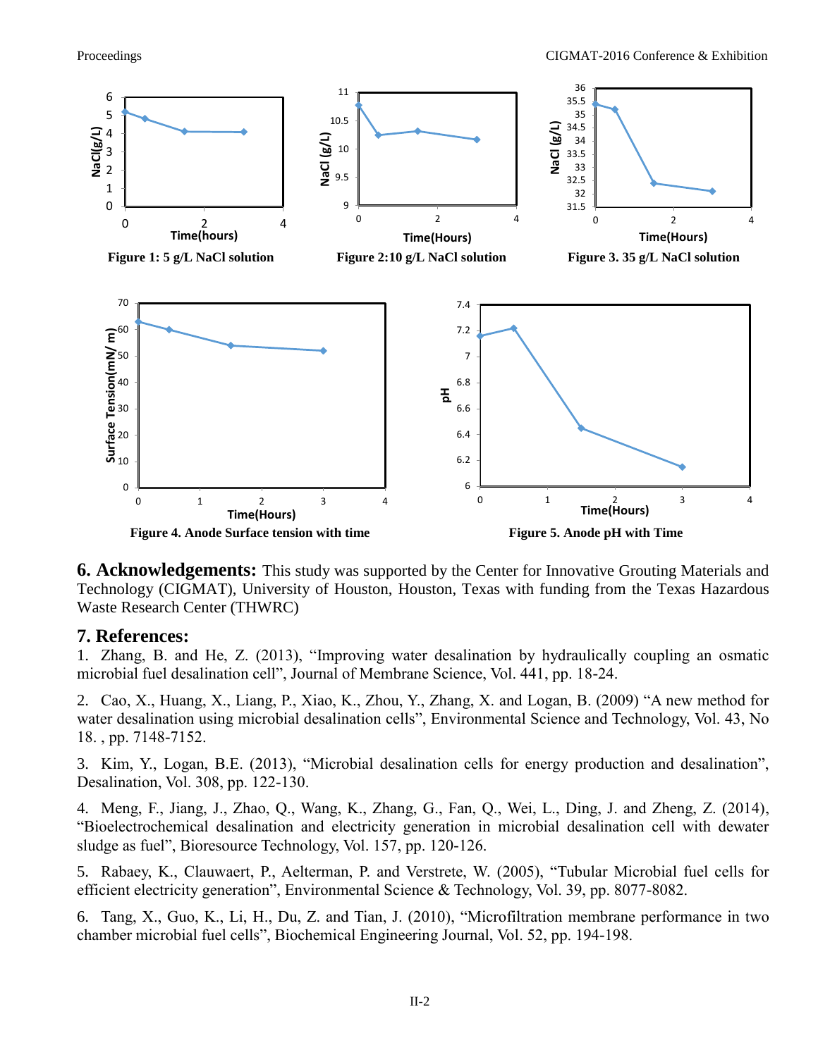NaCl(g/L)
6
5
4
3
2
1
0
0
2
4
Time(hours)

**Figure 1: 5 g/L NaCl solution**

NaCl (g/L)
11
10.5
10
9.5
9
0
2
4
Time(Hours)

**Figure 2:10 g/L NaCl solution**

NaCl (g/L)
36
35.5
35
34.5
34
33.5
33
32.5
32
31.5
0
2
4
Time(Hours)

**Figure 3. 35 g/L NaCl solution**

Surface Tension(mN/ m)
70
60
50
40
30
20
10
0
0
1
2
3
4
Time(Hours)

**Figure 4. Anode Surface tension with time**

pH
7.4
7.2
7
6.8
6.6
6.4
6.2
6
0
1
2
3
4
Time(Hours)

**Figure 5. Anode pH with Time**

## 6. Acknowledgements:

This study was supported by the Center for Innovative Grouting Materials and Technology (CIGMAT), University of Houston, Houston, Texas with funding from the Texas Hazardous Waste Research Center (THWRC)

## 7. References:

1. Zhang, B. and He, Z. (2013), "Improving water desalination by hydraulically coupling an osmatic microbial fuel desalination cell", Journal of Membrane Science, Vol. 441, pp. 18-24.

2. Cao, X., Huang, X., Liang, P., Xiao, K., Zhou, Y., Zhang, X. and Logan, B. (2009) "A new method for water desalination using microbial desalination cells", Environmental Science and Technology, Vol. 43, No 18. , pp. 7148-7152.

3. Kim, Y., Logan, B.E. (2013), "Microbial desalination cells for energy production and desalination", Desalination, Vol. 308, pp. 122-130.

4. Meng, F., Jiang, J., Zhao, Q., Wang, K., Zhang, G., Fan, Q., Wei, L., Ding, J. and Zheng, Z. (2014), "Bioelectrochemical desalination and electricity generation in microbial desalination cell with dewater sludge as fuel", Bioresource Technology, Vol. 157, pp. 120-126.

5. Rabaey, K., Clauwaert, P., Aelterman, P. and Verstrete, W. (2005), "Tubular Microbial fuel cells for efficient electricity generation", Environmental Science & Technology, Vol. 39, pp. 8077-8082.

6. Tang, X., Guo, K., Li, H., Du, Z. and Tian, J. (2010), "Microfiltration membrane performance in two chamber microbial fuel cells", Biochemical Engineering Journal, Vol. 52, pp. 194-198.